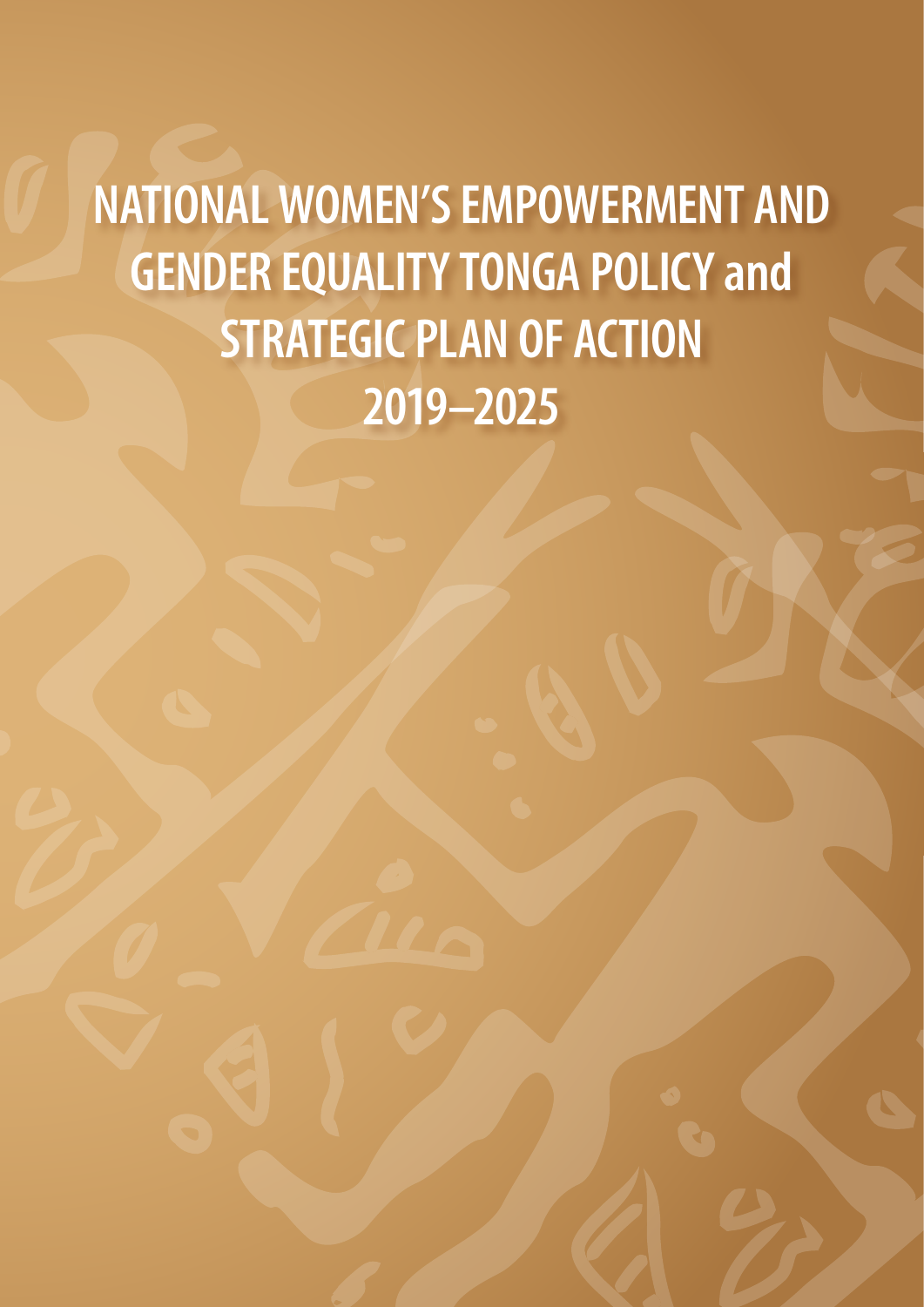# NATIONAL WOMEN'S EMPOWERMENT AND GENDER EQUALITY TONGA POLICY and STRATEGIC PLAN OF ACTION 2019–2025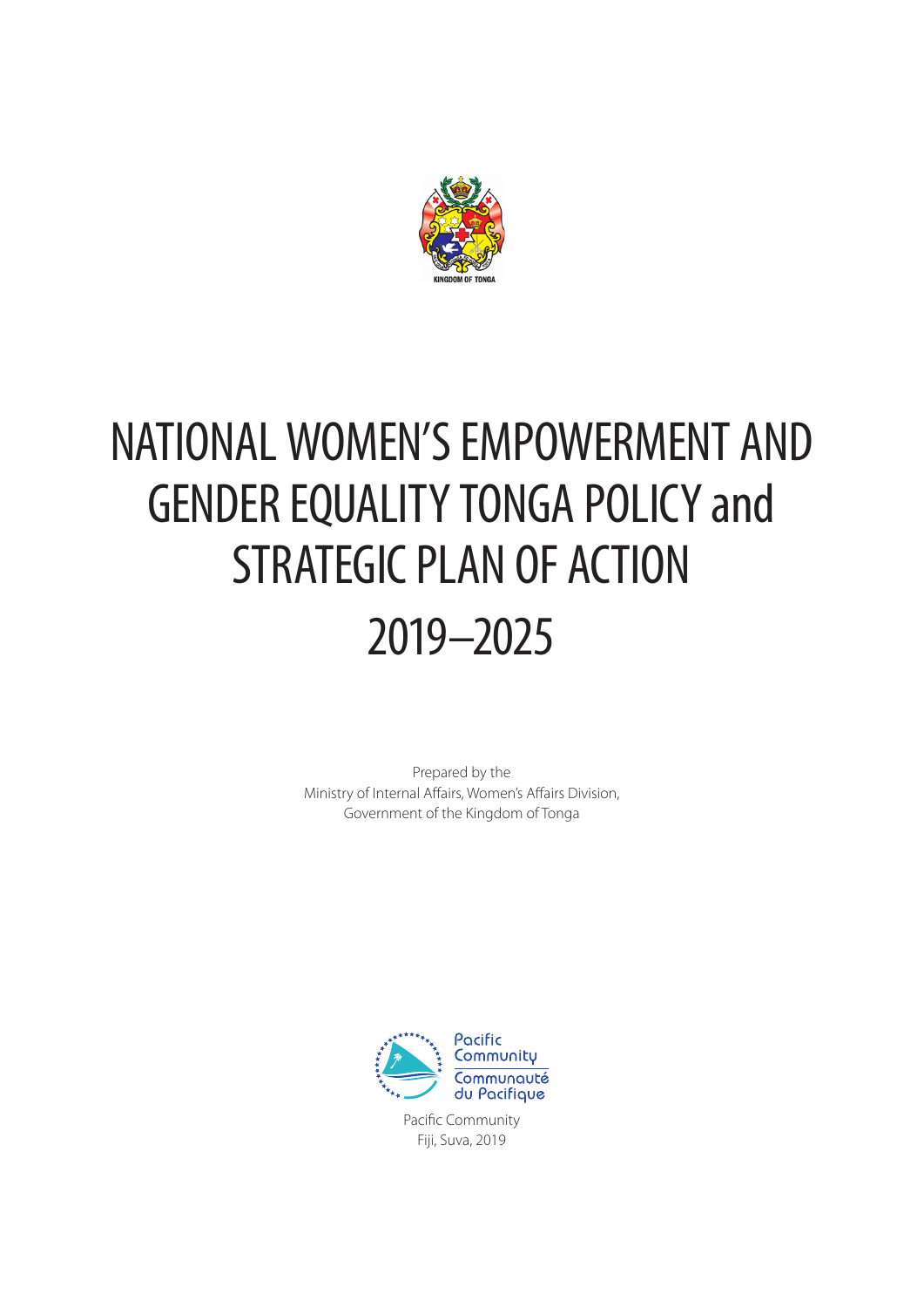KINGDOM OF TONGA

# NATIONAL WOMEN'S EMPOWERMENT AND GENDER EQUALITY TONGA POLICY and STRATEGIC PLAN OF ACTION 2019–2025

Prepared by the
Ministry of Internal Affairs, Women's Affairs Division,
Government of the Kingdom of Tonga

Pacific Community
Communauté du Pacifique

Pacific Community
Fiji, Suva, 2019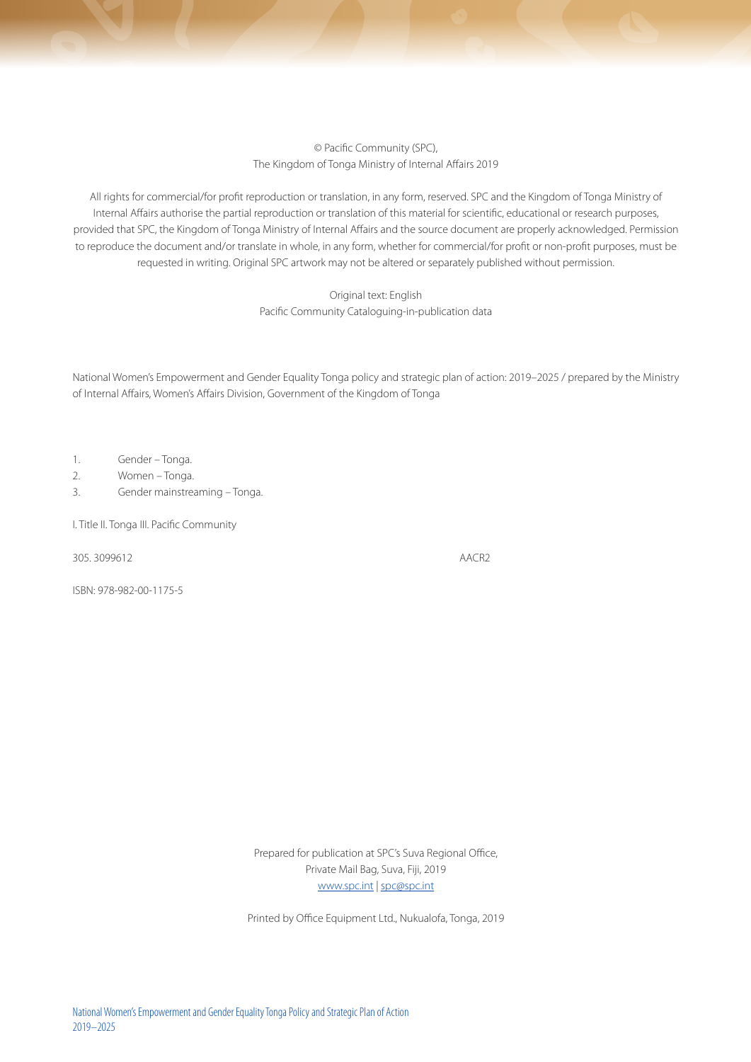© Pacific Community (SPC),
The Kingdom of Tonga Ministry of Internal Affairs 2019

All rights for commercial/for profit reproduction or translation, in any form, reserved. SPC and the Kingdom of Tonga Ministry of Internal Affairs authorise the partial reproduction or translation of this material for scientific, educational or research purposes, provided that SPC, the Kingdom of Tonga Ministry of Internal Affairs and the source document are properly acknowledged. Permission to reproduce the document and/or translate in whole, in any form, whether for commercial/for profit or non-profit purposes, must be requested in writing. Original SPC artwork may not be altered or separately published without permission.

Original text: English
Pacific Community Cataloguing-in-publication data

National Women's Empowerment and Gender Equality Tonga policy and strategic plan of action: 2019–2025 / prepared by the Ministry of Internal Affairs, Women's Affairs Division, Government of the Kingdom of Tonga

1. Gender – Tonga.
2. Women – Tonga.
3. Gender mainstreaming – Tonga.

I. Title II. Tonga III. Pacific Community

305. 3099612 AACR2

ISBN: 978-982-00-1175-5

Prepared for publication at SPC's Suva Regional Office,
Private Mail Bag, Suva, Fiji, 2019
www.spc.int | spc@spc.int

Printed by Office Equipment Ltd., Nukualofa, Tonga, 2019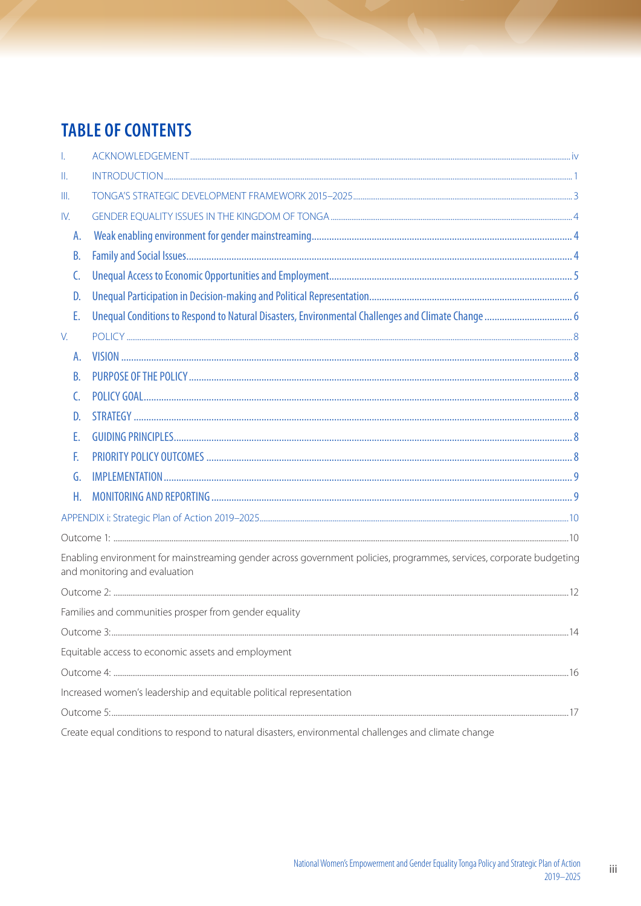# TABLE OF CONTENTS

I. ACKNOWLEDGEMENT ..... iv

II. INTRODUCTION ..... 1

III. TONGA'S STRATEGIC DEVELOPMENT FRAMEWORK 2015–2025 ..... 3

IV. GENDER EQUALITY ISSUES IN THE KINGDOM OF TONGA ..... 4

- A. Weak enabling environment for gender mainstreaming ..... 4
- B. Family and Social Issues ..... 4
- C. Unequal Access to Economic Opportunities and Employment ..... 5
- D. Unequal Participation in Decision-making and Political Representation ..... 6
- E. Unequal Conditions to Respond to Natural Disasters, Environmental Challenges and Climate Change ..... 6

V. POLICY ..... 8

- A. VISION ..... 8
- B. PURPOSE OF THE POLICY ..... 8
- C. POLICY GOAL ..... 8
- D. STRATEGY ..... 8
- E. GUIDING PRINCIPLES ..... 8
- F. PRIORITY POLICY OUTCOMES ..... 8
- G. IMPLEMENTATION ..... 9
- H. MONITORING AND REPORTING ..... 9

APPENDIX i: Strategic Plan of Action 2019–2025 ..... 10

Outcome 1: ..... 10

Enabling environment for mainstreaming gender across government policies, programmes, services, corporate budgeting and monitoring and evaluation

Outcome 2: ..... 12

Families and communities prosper from gender equality

Outcome 3: ..... 14

Equitable access to economic assets and employment

Outcome 4: ..... 16

Increased women's leadership and equitable political representation

Outcome 5: ..... 17

Create equal conditions to respond to natural disasters, environmental challenges and climate change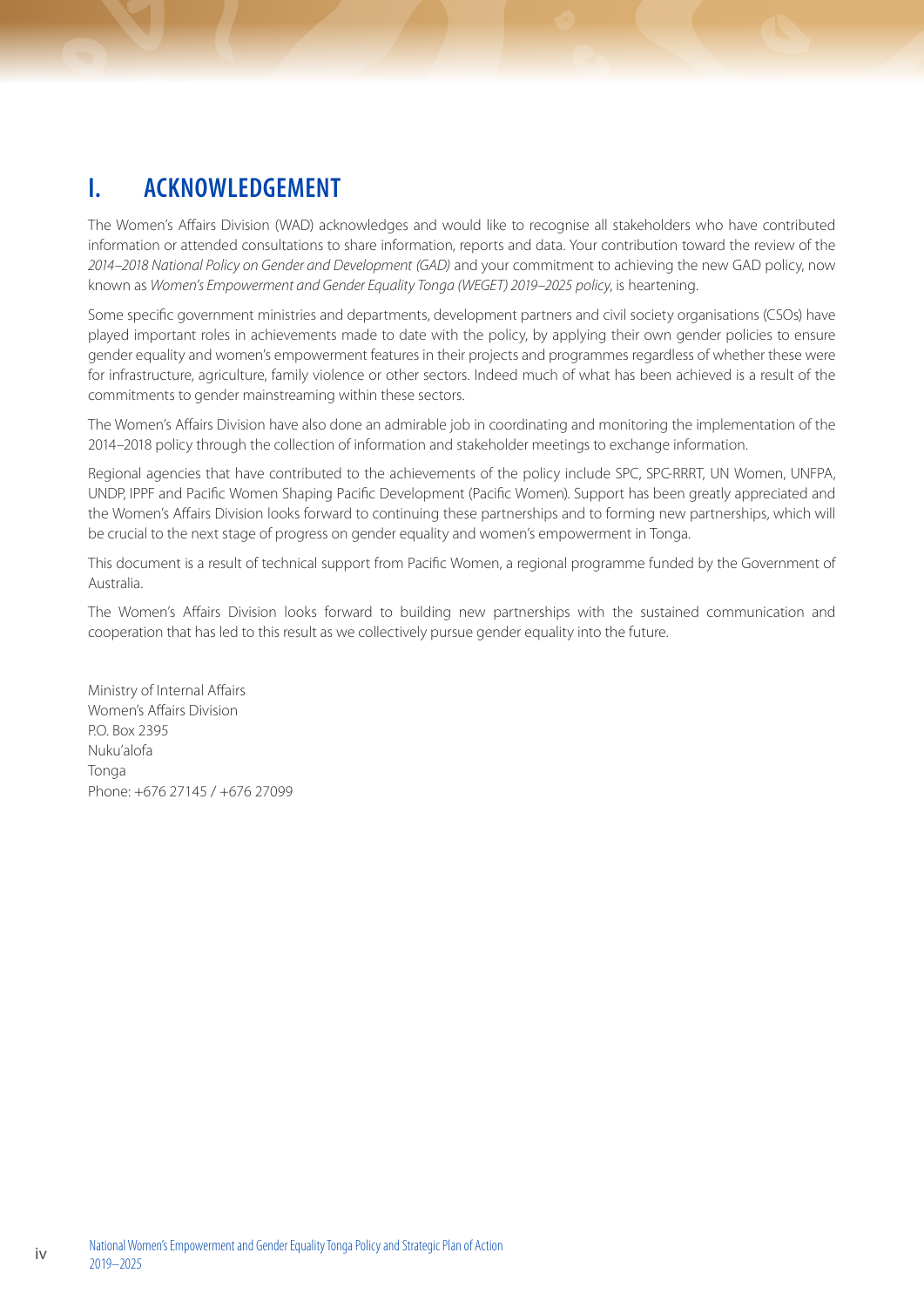# I. ACKNOWLEDGEMENT

The Women's Affairs Division (WAD) acknowledges and would like to recognise all stakeholders who have contributed information or attended consultations to share information, reports and data. Your contribution toward the review of the *2014–2018 National Policy on Gender and Development (GAD)* and your commitment to achieving the new GAD policy, now known as *Women's Empowerment and Gender Equality Tonga (WEGET) 2019–2025 policy*, is heartening.

Some specific government ministries and departments, development partners and civil society organisations (CSOs) have played important roles in achievements made to date with the policy, by applying their own gender policies to ensure gender equality and women's empowerment features in their projects and programmes regardless of whether these were for infrastructure, agriculture, family violence or other sectors. Indeed much of what has been achieved is a result of the commitments to gender mainstreaming within these sectors.

The Women's Affairs Division have also done an admirable job in coordinating and monitoring the implementation of the 2014–2018 policy through the collection of information and stakeholder meetings to exchange information.

Regional agencies that have contributed to the achievements of the policy include SPC, SPC-RRRT, UN Women, UNFPA, UNDP, IPPF and Pacific Women Shaping Pacific Development (Pacific Women). Support has been greatly appreciated and the Women's Affairs Division looks forward to continuing these partnerships and to forming new partnerships, which will be crucial to the next stage of progress on gender equality and women's empowerment in Tonga.

This document is a result of technical support from Pacific Women, a regional programme funded by the Government of Australia.

The Women's Affairs Division looks forward to building new partnerships with the sustained communication and cooperation that has led to this result as we collectively pursue gender equality into the future.

Ministry of Internal Affairs
Women's Affairs Division
P.O. Box 2395
Nuku'alofa
Tonga
Phone: +676 27145 / +676 27099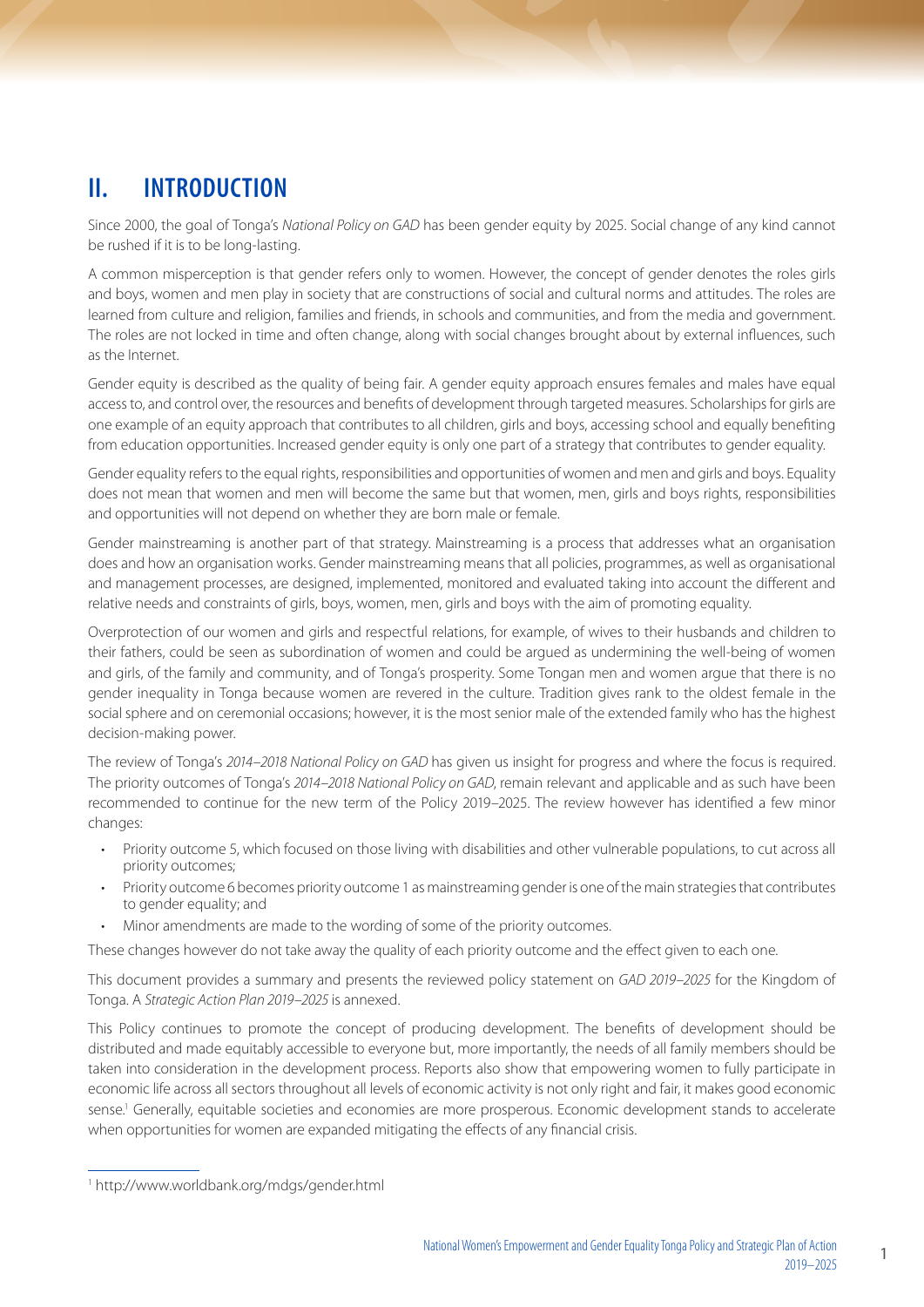## II. INTRODUCTION

Since 2000, the goal of Tonga's *National Policy on GAD* has been gender equity by 2025. Social change of any kind cannot be rushed if it is to be long-lasting.

A common misperception is that gender refers only to women. However, the concept of gender denotes the roles girls and boys, women and men play in society that are constructions of social and cultural norms and attitudes. The roles are learned from culture and religion, families and friends, in schools and communities, and from the media and government. The roles are not locked in time and often change, along with social changes brought about by external influences, such as the Internet.

Gender equity is described as the quality of being fair. A gender equity approach ensures females and males have equal access to, and control over, the resources and benefits of development through targeted measures. Scholarships for girls are one example of an equity approach that contributes to all children, girls and boys, accessing school and equally benefiting from education opportunities. Increased gender equity is only one part of a strategy that contributes to gender equality.

Gender equality refers to the equal rights, responsibilities and opportunities of women and men and girls and boys. Equality does not mean that women and men will become the same but that women, men, girls and boys rights, responsibilities and opportunities will not depend on whether they are born male or female.

Gender mainstreaming is another part of that strategy. Mainstreaming is a process that addresses what an organisation does and how an organisation works. Gender mainstreaming means that all policies, programmes, as well as organisational and management processes, are designed, implemented, monitored and evaluated taking into account the different and relative needs and constraints of girls, boys, women, men, girls and boys with the aim of promoting equality.

Overprotection of our women and girls and respectful relations, for example, of wives to their husbands and children to their fathers, could be seen as subordination of women and could be argued as undermining the well-being of women and girls, of the family and community, and of Tonga's prosperity. Some Tongan men and women argue that there is no gender inequality in Tonga because women are revered in the culture. Tradition gives rank to the oldest female in the social sphere and on ceremonial occasions; however, it is the most senior male of the extended family who has the highest decision-making power.

The review of Tonga's *2014–2018 National Policy on GAD* has given us insight for progress and where the focus is required. The priority outcomes of Tonga's *2014–2018 National Policy on GAD*, remain relevant and applicable and as such have been recommended to continue for the new term of the Policy 2019–2025. The review however has identified a few minor changes:

- Priority outcome 5, which focused on those living with disabilities and other vulnerable populations, to cut across all priority outcomes;
- Priority outcome 6 becomes priority outcome 1 as mainstreaming gender is one of the main strategies that contributes to gender equality; and
- Minor amendments are made to the wording of some of the priority outcomes.

These changes however do not take away the quality of each priority outcome and the effect given to each one.

This document provides a summary and presents the reviewed policy statement on *GAD 2019–2025* for the Kingdom of Tonga. A *Strategic Action Plan 2019–2025* is annexed.

This Policy continues to promote the concept of producing development. The benefits of development should be distributed and made equitably accessible to everyone but, more importantly, the needs of all family members should be taken into consideration in the development process. Reports also show that empowering women to fully participate in economic life across all sectors throughout all levels of economic activity is not only right and fair, it makes good economic sense.[1] Generally, equitable societies and economies are more prosperous. Economic development stands to accelerate when opportunities for women are expanded mitigating the effects of any financial crisis.

[1] http://www.worldbank.org/mdgs/gender.html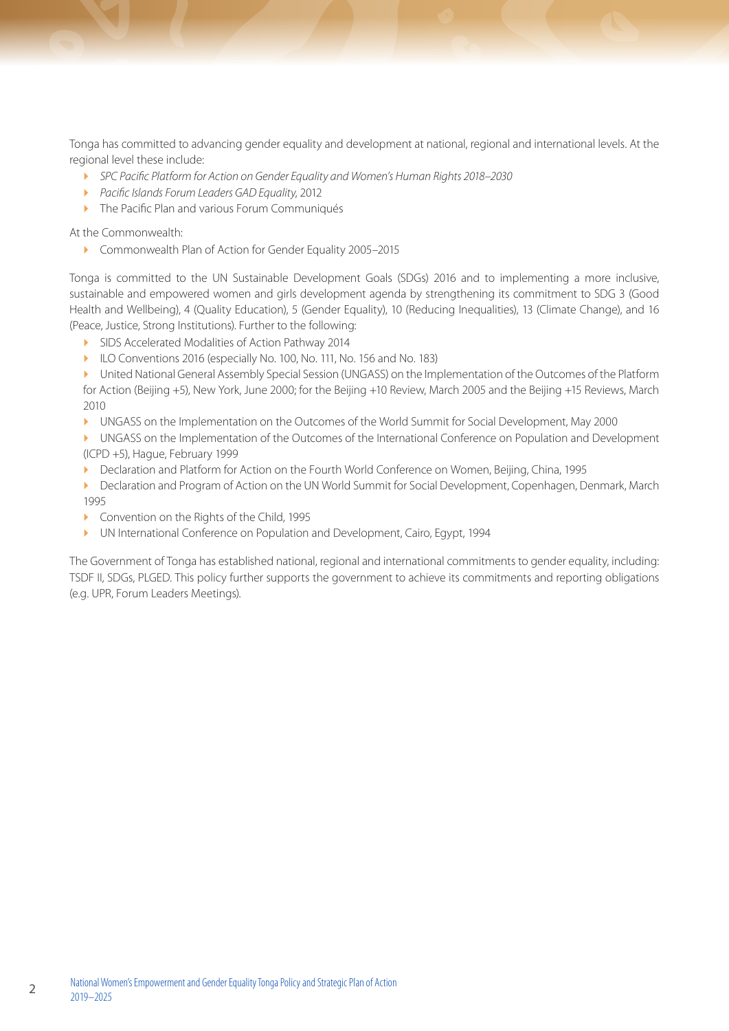Tonga has committed to advancing gender equality and development at national, regional and international levels. At the regional level these include:

- *SPC Pacific Platform for Action on Gender Equality and Women's Human Rights 2018–2030*
- *Pacific Islands Forum Leaders GAD Equality*, 2012
- The Pacific Plan and various Forum Communiqués

At the Commonwealth:

- Commonwealth Plan of Action for Gender Equality 2005–2015

Tonga is committed to the UN Sustainable Development Goals (SDGs) 2016 and to implementing a more inclusive, sustainable and empowered women and girls development agenda by strengthening its commitment to SDG 3 (Good Health and Wellbeing), 4 (Quality Education), 5 (Gender Equality), 10 (Reducing Inequalities), 13 (Climate Change), and 16 (Peace, Justice, Strong Institutions). Further to the following:

- SIDS Accelerated Modalities of Action Pathway 2014
- ILO Conventions 2016 (especially No. 100, No. 111, No. 156 and No. 183)
- United National General Assembly Special Session (UNGASS) on the Implementation of the Outcomes of the Platform for Action (Beijing +5), New York, June 2000; for the Beijing +10 Review, March 2005 and the Beijing +15 Reviews, March 2010
- UNGASS on the Implementation on the Outcomes of the World Summit for Social Development, May 2000
- UNGASS on the Implementation of the Outcomes of the International Conference on Population and Development (ICPD +5), Hague, February 1999
- Declaration and Platform for Action on the Fourth World Conference on Women, Beijing, China, 1995
- Declaration and Program of Action on the UN World Summit for Social Development, Copenhagen, Denmark, March 1995
- Convention on the Rights of the Child, 1995
- UN International Conference on Population and Development, Cairo, Egypt, 1994

The Government of Tonga has established national, regional and international commitments to gender equality, including: TSDF II, SDGs, PLGED. This policy further supports the government to achieve its commitments and reporting obligations (e.g. UPR, Forum Leaders Meetings).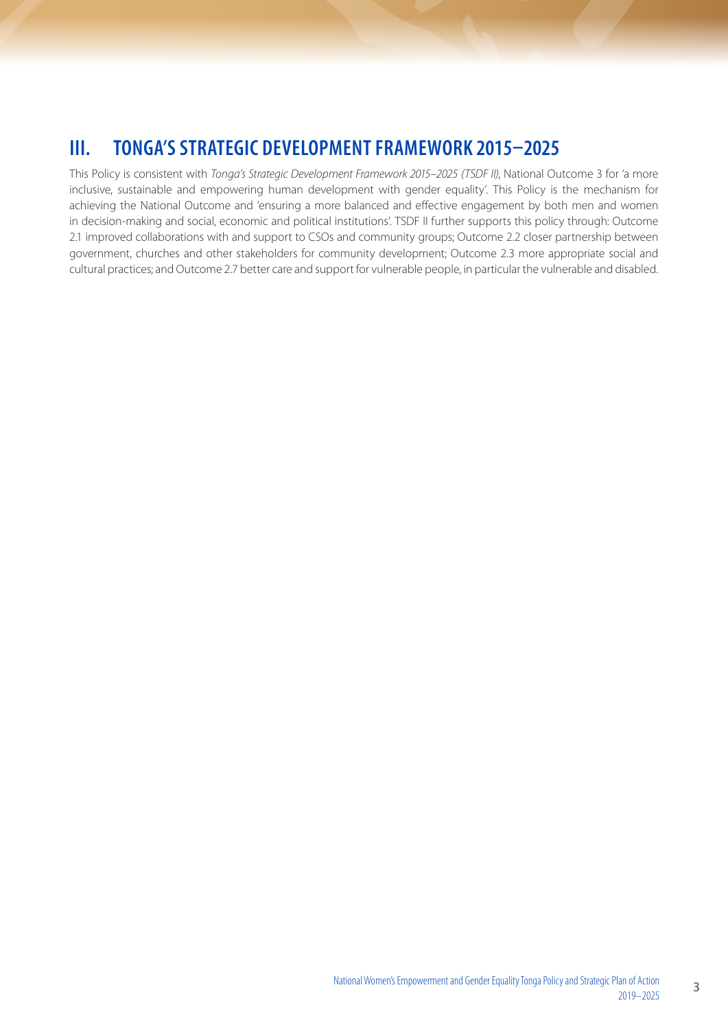## III. TONGA'S STRATEGIC DEVELOPMENT FRAMEWORK 2015–2025

This Policy is consistent with *Tonga's Strategic Development Framework 2015–2025 (TSDF II)*, National Outcome 3 for 'a more inclusive, sustainable and empowering human development with gender equality'. This Policy is the mechanism for achieving the National Outcome and 'ensuring a more balanced and effective engagement by both men and women in decision-making and social, economic and political institutions'. TSDF II further supports this policy through: Outcome 2.1 improved collaborations with and support to CSOs and community groups; Outcome 2.2 closer partnership between government, churches and other stakeholders for community development; Outcome 2.3 more appropriate social and cultural practices; and Outcome 2.7 better care and support for vulnerable people, in particular the vulnerable and disabled.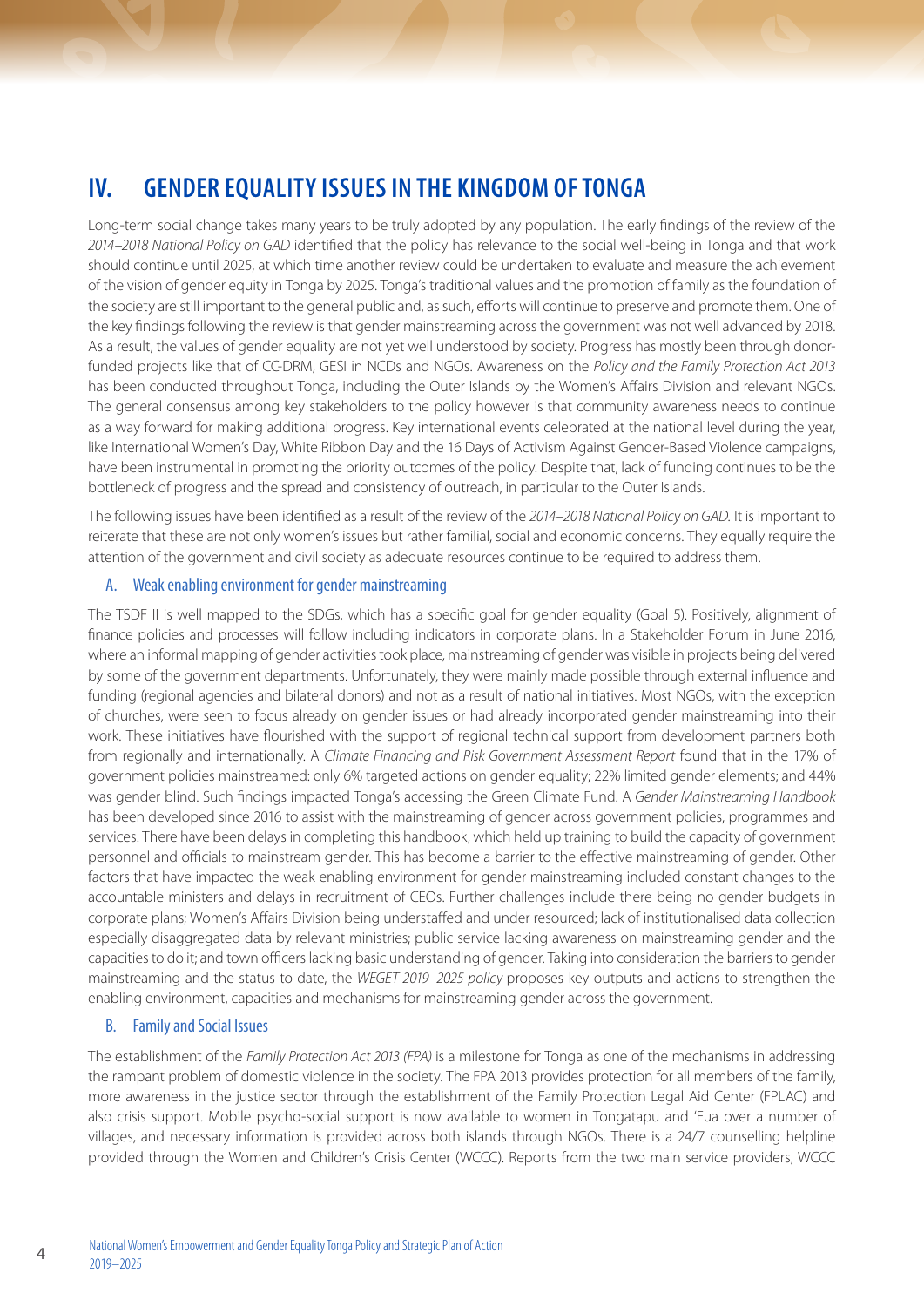# IV. GENDER EQUALITY ISSUES IN THE KINGDOM OF TONGA

Long-term social change takes many years to be truly adopted by any population. The early findings of the review of the *2014–2018 National Policy on GAD* identified that the policy has relevance to the social well-being in Tonga and that work should continue until 2025, at which time another review could be undertaken to evaluate and measure the achievement of the vision of gender equity in Tonga by 2025. Tonga's traditional values and the promotion of family as the foundation of the society are still important to the general public and, as such, efforts will continue to preserve and promote them. One of the key findings following the review is that gender mainstreaming across the government was not well advanced by 2018. As a result, the values of gender equality are not yet well understood by society. Progress has mostly been through donor-funded projects like that of CC-DRM, GESI in NCDs and NGOs. Awareness on the *Policy and the Family Protection Act 2013* has been conducted throughout Tonga, including the Outer Islands by the Women's Affairs Division and relevant NGOs. The general consensus among key stakeholders to the policy however is that community awareness needs to continue as a way forward for making additional progress. Key international events celebrated at the national level during the year, like International Women's Day, White Ribbon Day and the 16 Days of Activism Against Gender-Based Violence campaigns, have been instrumental in promoting the priority outcomes of the policy. Despite that, lack of funding continues to be the bottleneck of progress and the spread and consistency of outreach, in particular to the Outer Islands.

The following issues have been identified as a result of the review of the *2014–2018 National Policy on GAD*. It is important to reiterate that these are not only women's issues but rather familial, social and economic concerns. They equally require the attention of the government and civil society as adequate resources continue to be required to address them.

## A. Weak enabling environment for gender mainstreaming

The TSDF II is well mapped to the SDGs, which has a specific goal for gender equality (Goal 5). Positively, alignment of finance policies and processes will follow including indicators in corporate plans. In a Stakeholder Forum in June 2016, where an informal mapping of gender activities took place, mainstreaming of gender was visible in projects being delivered by some of the government departments. Unfortunately, they were mainly made possible through external influence and funding (regional agencies and bilateral donors) and not as a result of national initiatives. Most NGOs, with the exception of churches, were seen to focus already on gender issues or had already incorporated gender mainstreaming into their work. These initiatives have flourished with the support of regional technical support from development partners both from regionally and internationally. A *Climate Financing and Risk Government Assessment Report* found that in the 17% of government policies mainstreamed: only 6% targeted actions on gender equality; 22% limited gender elements; and 44% was gender blind. Such findings impacted Tonga's accessing the Green Climate Fund. A *Gender Mainstreaming Handbook* has been developed since 2016 to assist with the mainstreaming of gender across government policies, programmes and services. There have been delays in completing this handbook, which held up training to build the capacity of government personnel and officials to mainstream gender. This has become a barrier to the effective mainstreaming of gender. Other factors that have impacted the weak enabling environment for gender mainstreaming included constant changes to the accountable ministers and delays in recruitment of CEOs. Further challenges include there being no gender budgets in corporate plans; Women's Affairs Division being understaffed and under resourced; lack of institutionalised data collection especially disaggregated data by relevant ministries; public service lacking awareness on mainstreaming gender and the capacities to do it; and town officers lacking basic understanding of gender. Taking into consideration the barriers to gender mainstreaming and the status to date, the *WEGET 2019–2025 policy* proposes key outputs and actions to strengthen the enabling environment, capacities and mechanisms for mainstreaming gender across the government.

## B. Family and Social Issues

The establishment of the *Family Protection Act 2013 (FPA)* is a milestone for Tonga as one of the mechanisms in addressing the rampant problem of domestic violence in the society. The FPA 2013 provides protection for all members of the family, more awareness in the justice sector through the establishment of the Family Protection Legal Aid Center (FPLAC) and also crisis support. Mobile psycho-social support is now available to women in Tongatapu and 'Eua over a number of villages, and necessary information is provided across both islands through NGOs. There is a 24/7 counselling helpline provided through the Women and Children's Crisis Center (WCCC). Reports from the two main service providers, WCCC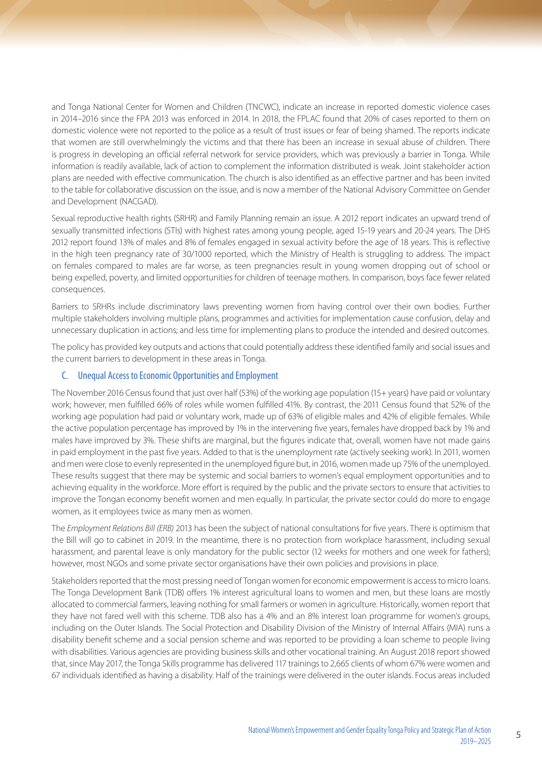and Tonga National Center for Women and Children (TNCWC), indicate an increase in reported domestic violence cases in 2014–2016 since the FPA 2013 was enforced in 2014. In 2018, the FPLAC found that 20% of cases reported to them on domestic violence were not reported to the police as a result of trust issues or fear of being shamed. The reports indicate that women are still overwhelmingly the victims and that there has been an increase in sexual abuse of children. There is progress in developing an official referral network for service providers, which was previously a barrier in Tonga. While information is readily available, lack of action to complement the information distributed is weak. Joint stakeholder action plans are needed with effective communication. The church is also identified as an effective partner and has been invited to the table for collaborative discussion on the issue, and is now a member of the National Advisory Committee on Gender and Development (NACGAD).

Sexual reproductive health rights (SRHR) and Family Planning remain an issue. A 2012 report indicates an upward trend of sexually transmitted infections (STIs) with highest rates among young people, aged 15-19 years and 20-24 years. The DHS 2012 report found 13% of males and 8% of females engaged in sexual activity before the age of 18 years. This is reflective in the high teen pregnancy rate of 30/1000 reported, which the Ministry of Health is struggling to address. The impact on females compared to males are far worse, as teen pregnancies result in young women dropping out of school or being expelled, poverty, and limited opportunities for children of teenage mothers. In comparison, boys face fewer related consequences.

Barriers to SRHRs include discriminatory laws preventing women from having control over their own bodies. Further multiple stakeholders involving multiple plans, programmes and activities for implementation cause confusion, delay and unnecessary duplication in actions; and less time for implementing plans to produce the intended and desired outcomes.

The policy has provided key outputs and actions that could potentially address these identified family and social issues and the current barriers to development in these areas in Tonga.

### C. Unequal Access to Economic Opportunities and Employment

The November 2016 Census found that just over half (53%) of the working age population (15+ years) have paid or voluntary work; however, men fulfilled 66% of roles while women fulfilled 41%. By contrast, the 2011 Census found that 52% of the working age population had paid or voluntary work, made up of 63% of eligible males and 42% of eligible females. While the active population percentage has improved by 1% in the intervening five years, females have dropped back by 1% and males have improved by 3%. These shifts are marginal, but the figures indicate that, overall, women have not made gains in paid employment in the past five years. Added to that is the unemployment rate (actively seeking work). In 2011, women and men were close to evenly represented in the unemployed figure but, in 2016, women made up 75% of the unemployed. These results suggest that there may be systemic and social barriers to women's equal employment opportunities and to achieving equality in the workforce. More effort is required by the public and the private sectors to ensure that activities to improve the Tongan economy benefit women and men equally. In particular, the private sector could do more to engage women, as it employees twice as many men as women.

The *Employment Relations Bill (ERB)* 2013 has been the subject of national consultations for five years. There is optimism that the Bill will go to cabinet in 2019. In the meantime, there is no protection from workplace harassment, including sexual harassment, and parental leave is only mandatory for the public sector (12 weeks for mothers and one week for fathers); however, most NGOs and some private sector organisations have their own policies and provisions in place.

Stakeholders reported that the most pressing need of Tongan women for economic empowerment is access to micro loans. The Tonga Development Bank (TDB) offers 1% interest agricultural loans to women and men, but these loans are mostly allocated to commercial farmers, leaving nothing for small farmers or women in agriculture. Historically, women report that they have not fared well with this scheme. TDB also has a 4% and an 8% interest loan programme for women's groups, including on the Outer Islands. The Social Protection and Disability Division of the Ministry of Internal Affairs (MIA) runs a disability benefit scheme and a social pension scheme and was reported to be providing a loan scheme to people living with disabilities. Various agencies are providing business skills and other vocational training. An August 2018 report showed that, since May 2017, the Tonga Skills programme has delivered 117 trainings to 2,665 clients of whom 67% were women and 67 individuals identified as having a disability. Half of the trainings were delivered in the outer islands. Focus areas included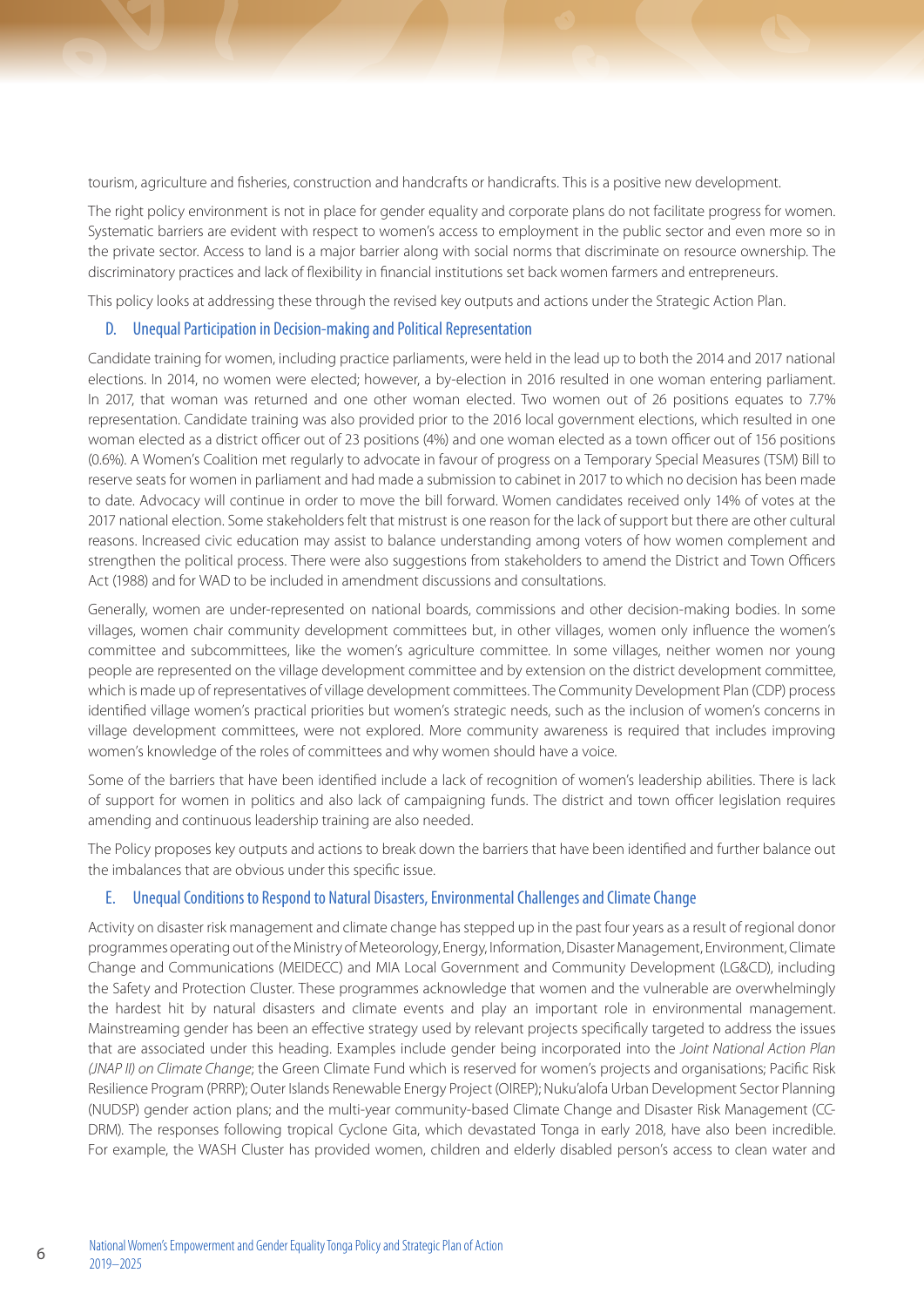tourism, agriculture and fisheries, construction and handcrafts or handicrafts. This is a positive new development.

The right policy environment is not in place for gender equality and corporate plans do not facilitate progress for women. Systematic barriers are evident with respect to women's access to employment in the public sector and even more so in the private sector. Access to land is a major barrier along with social norms that discriminate on resource ownership. The discriminatory practices and lack of flexibility in financial institutions set back women farmers and entrepreneurs.

This policy looks at addressing these through the revised key outputs and actions under the Strategic Action Plan.

### D. Unequal Participation in Decision-making and Political Representation

Candidate training for women, including practice parliaments, were held in the lead up to both the 2014 and 2017 national elections. In 2014, no women were elected; however, a by-election in 2016 resulted in one woman entering parliament. In 2017, that woman was returned and one other woman elected. Two women out of 26 positions equates to 7.7% representation. Candidate training was also provided prior to the 2016 local government elections, which resulted in one woman elected as a district officer out of 23 positions (4%) and one woman elected as a town officer out of 156 positions (0.6%). A Women's Coalition met regularly to advocate in favour of progress on a Temporary Special Measures (TSM) Bill to reserve seats for women in parliament and had made a submission to cabinet in 2017 to which no decision has been made to date. Advocacy will continue in order to move the bill forward. Women candidates received only 14% of votes at the 2017 national election. Some stakeholders felt that mistrust is one reason for the lack of support but there are other cultural reasons. Increased civic education may assist to balance understanding among voters of how women complement and strengthen the political process. There were also suggestions from stakeholders to amend the District and Town Officers Act (1988) and for WAD to be included in amendment discussions and consultations.

Generally, women are under-represented on national boards, commissions and other decision-making bodies. In some villages, women chair community development committees but, in other villages, women only influence the women's committee and subcommittees, like the women's agriculture committee. In some villages, neither women nor young people are represented on the village development committee and by extension on the district development committee, which is made up of representatives of village development committees. The Community Development Plan (CDP) process identified village women's practical priorities but women's strategic needs, such as the inclusion of women's concerns in village development committees, were not explored. More community awareness is required that includes improving women's knowledge of the roles of committees and why women should have a voice.

Some of the barriers that have been identified include a lack of recognition of women's leadership abilities. There is lack of support for women in politics and also lack of campaigning funds. The district and town officer legislation requires amending and continuous leadership training are also needed.

The Policy proposes key outputs and actions to break down the barriers that have been identified and further balance out the imbalances that are obvious under this specific issue.

### E. Unequal Conditions to Respond to Natural Disasters, Environmental Challenges and Climate Change

Activity on disaster risk management and climate change has stepped up in the past four years as a result of regional donor programmes operating out of the Ministry of Meteorology, Energy, Information, Disaster Management, Environment, Climate Change and Communications (MEIDECC) and MIA Local Government and Community Development (LG&CD), including the Safety and Protection Cluster. These programmes acknowledge that women and the vulnerable are overwhelmingly the hardest hit by natural disasters and climate events and play an important role in environmental management. Mainstreaming gender has been an effective strategy used by relevant projects specifically targeted to address the issues that are associated under this heading. Examples include gender being incorporated into the *Joint National Action Plan (JNAP II) on Climate Change*; the Green Climate Fund which is reserved for women's projects and organisations; Pacific Risk Resilience Program (PRRP); Outer Islands Renewable Energy Project (OIREP); Nuku'alofa Urban Development Sector Planning (NUDSP) gender action plans; and the multi-year community-based Climate Change and Disaster Risk Management (CC-DRM). The responses following tropical Cyclone Gita, which devastated Tonga in early 2018, have also been incredible. For example, the WASH Cluster has provided women, children and elderly disabled person's access to clean water and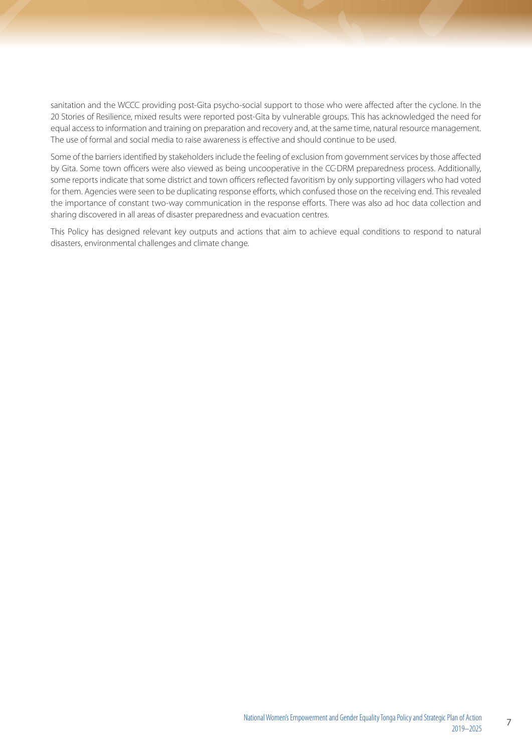sanitation and the WCCC providing post-Gita psycho-social support to those who were affected after the cyclone. In the 20 Stories of Resilience, mixed results were reported post-Gita by vulnerable groups. This has acknowledged the need for equal access to information and training on preparation and recovery and, at the same time, natural resource management. The use of formal and social media to raise awareness is effective and should continue to be used.

Some of the barriers identified by stakeholders include the feeling of exclusion from government services by those affected by Gita. Some town officers were also viewed as being uncooperative in the CC-DRM preparedness process. Additionally, some reports indicate that some district and town officers reflected favoritism by only supporting villagers who had voted for them. Agencies were seen to be duplicating response efforts, which confused those on the receiving end. This revealed the importance of constant two-way communication in the response efforts. There was also ad hoc data collection and sharing discovered in all areas of disaster preparedness and evacuation centres.

This Policy has designed relevant key outputs and actions that aim to achieve equal conditions to respond to natural disasters, environmental challenges and climate change.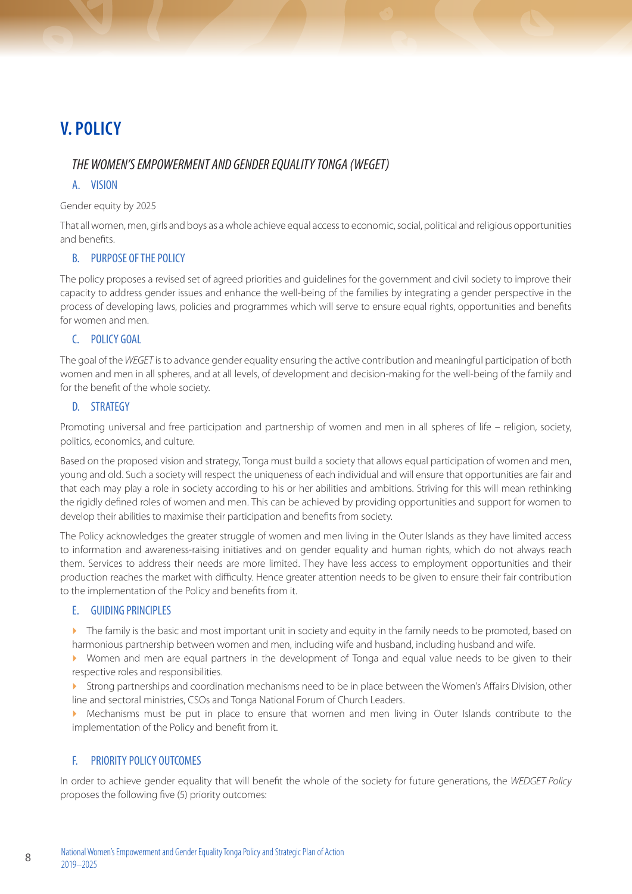# V. POLICY

## *THE WOMEN'S EMPOWERMENT AND GENDER EQUALITY TONGA (WEGET)*

### A. VISION

Gender equity by 2025

That all women, men, girls and boys as a whole achieve equal access to economic, social, political and religious opportunities and benefits.

### B. PURPOSE OF THE POLICY

The policy proposes a revised set of agreed priorities and guidelines for the government and civil society to improve their capacity to address gender issues and enhance the well-being of the families by integrating a gender perspective in the process of developing laws, policies and programmes which will serve to ensure equal rights, opportunities and benefits for women and men.

### C. POLICY GOAL

The goal of the *WEGET* is to advance gender equality ensuring the active contribution and meaningful participation of both women and men in all spheres, and at all levels, of development and decision-making for the well-being of the family and for the benefit of the whole society.

### D. STRATEGY

Promoting universal and free participation and partnership of women and men in all spheres of life – religion, society, politics, economics, and culture.

Based on the proposed vision and strategy, Tonga must build a society that allows equal participation of women and men, young and old. Such a society will respect the uniqueness of each individual and will ensure that opportunities are fair and that each may play a role in society according to his or her abilities and ambitions. Striving for this will mean rethinking the rigidly defined roles of women and men. This can be achieved by providing opportunities and support for women to develop their abilities to maximise their participation and benefits from society.

The Policy acknowledges the greater struggle of women and men living in the Outer Islands as they have limited access to information and awareness-raising initiatives and on gender equality and human rights, which do not always reach them. Services to address their needs are more limited. They have less access to employment opportunities and their production reaches the market with difficulty. Hence greater attention needs to be given to ensure their fair contribution to the implementation of the Policy and benefits from it.

### E. GUIDING PRINCIPLES

- The family is the basic and most important unit in society and equity in the family needs to be promoted, based on harmonious partnership between women and men, including wife and husband, including husband and wife.
- Women and men are equal partners in the development of Tonga and equal value needs to be given to their respective roles and responsibilities.
- Strong partnerships and coordination mechanisms need to be in place between the Women's Affairs Division, other line and sectoral ministries, CSOs and Tonga National Forum of Church Leaders.
- Mechanisms must be put in place to ensure that women and men living in Outer Islands contribute to the implementation of the Policy and benefit from it.

### F. PRIORITY POLICY OUTCOMES

In order to achieve gender equality that will benefit the whole of the society for future generations, the *WEDGET Policy* proposes the following five (5) priority outcomes: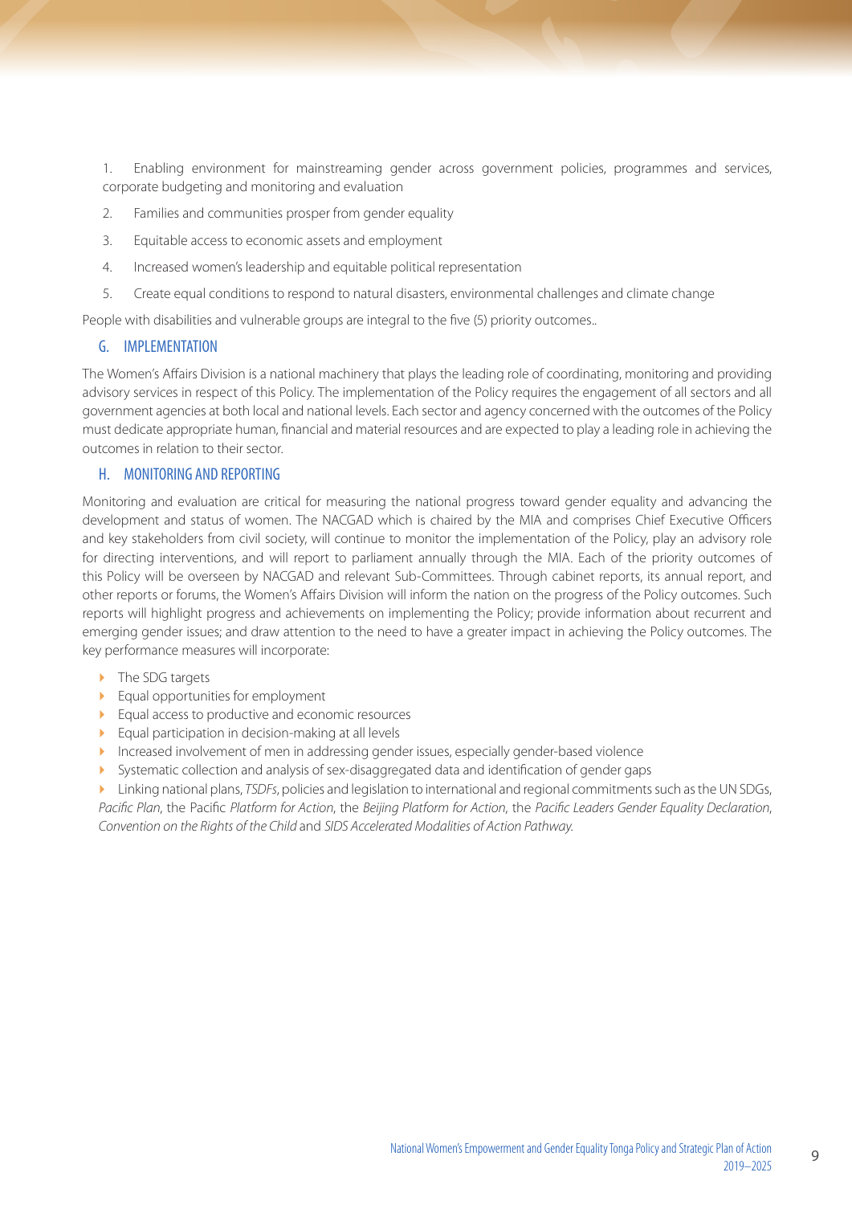1. Enabling environment for mainstreaming gender across government policies, programmes and services, corporate budgeting and monitoring and evaluation
2. Families and communities prosper from gender equality
3. Equitable access to economic assets and employment
4. Increased women's leadership and equitable political representation
5. Create equal conditions to respond to natural disasters, environmental challenges and climate change

People with disabilities and vulnerable groups are integral to the five (5) priority outcomes..

## G. IMPLEMENTATION

The Women's Affairs Division is a national machinery that plays the leading role of coordinating, monitoring and providing advisory services in respect of this Policy. The implementation of the Policy requires the engagement of all sectors and all government agencies at both local and national levels. Each sector and agency concerned with the outcomes of the Policy must dedicate appropriate human, financial and material resources and are expected to play a leading role in achieving the outcomes in relation to their sector.

## H. MONITORING AND REPORTING

Monitoring and evaluation are critical for measuring the national progress toward gender equality and advancing the development and status of women. The NACGAD which is chaired by the MIA and comprises Chief Executive Officers and key stakeholders from civil society, will continue to monitor the implementation of the Policy, play an advisory role for directing interventions, and will report to parliament annually through the MIA. Each of the priority outcomes of this Policy will be overseen by NACGAD and relevant Sub-Committees. Through cabinet reports, its annual report, and other reports or forums, the Women's Affairs Division will inform the nation on the progress of the Policy outcomes. Such reports will highlight progress and achievements on implementing the Policy; provide information about recurrent and emerging gender issues; and draw attention to the need to have a greater impact in achieving the Policy outcomes. The key performance measures will incorporate:

- The SDG targets
- Equal opportunities for employment
- Equal access to productive and economic resources
- Equal participation in decision-making at all levels
- Increased involvement of men in addressing gender issues, especially gender-based violence
- Systematic collection and analysis of sex-disaggregated data and identification of gender gaps
- Linking national plans, *TSDFs*, policies and legislation to international and regional commitments such as the UN SDGs, *Pacific Plan*, the Pacific *Platform for Action*, the *Beijing Platform for Action*, the *Pacific Leaders Gender Equality Declaration*, *Convention on the Rights of the Child* and *SIDS Accelerated Modalities of Action Pathway.*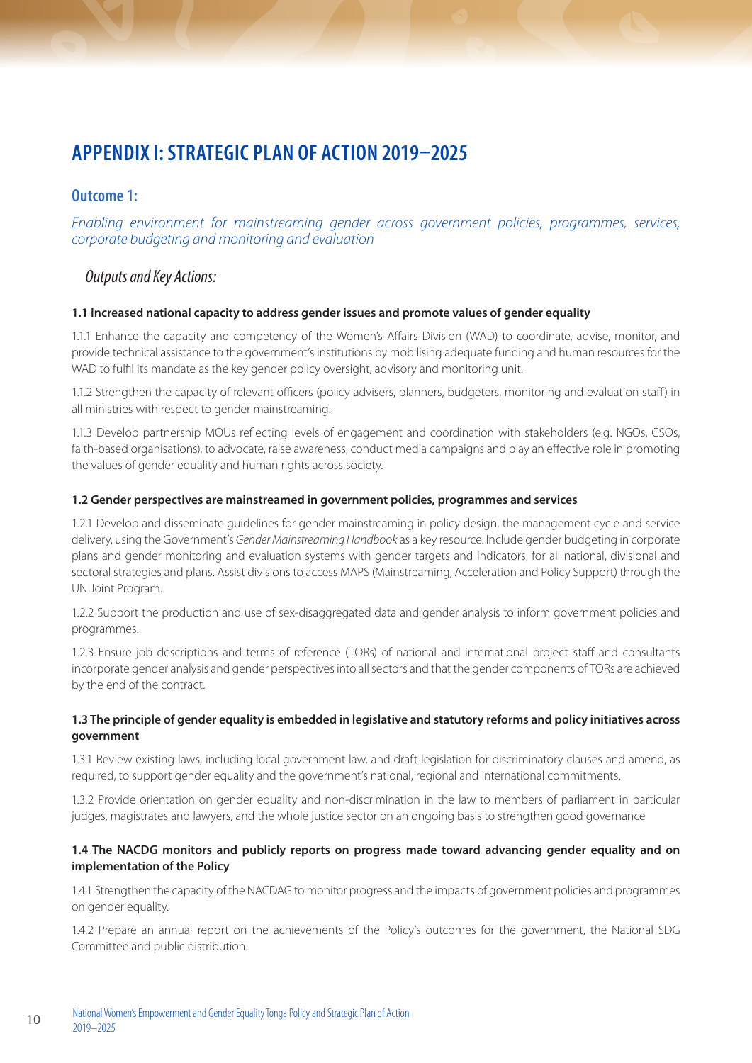# APPENDIX I: STRATEGIC PLAN OF ACTION 2019–2025

## Outcome 1:

*Enabling environment for mainstreaming gender across government policies, programmes, services, corporate budgeting and monitoring and evaluation*

### *Outputs and Key Actions:*

**1.1 Increased national capacity to address gender issues and promote values of gender equality**

1.1.1 Enhance the capacity and competency of the Women's Affairs Division (WAD) to coordinate, advise, monitor, and provide technical assistance to the government's institutions by mobilising adequate funding and human resources for the WAD to fulfil its mandate as the key gender policy oversight, advisory and monitoring unit.

1.1.2 Strengthen the capacity of relevant officers (policy advisers, planners, budgeters, monitoring and evaluation staff) in all ministries with respect to gender mainstreaming.

1.1.3 Develop partnership MOUs reflecting levels of engagement and coordination with stakeholders (e.g. NGOs, CSOs, faith-based organisations), to advocate, raise awareness, conduct media campaigns and play an effective role in promoting the values of gender equality and human rights across society.

**1.2 Gender perspectives are mainstreamed in government policies, programmes and services**

1.2.1 Develop and disseminate guidelines for gender mainstreaming in policy design, the management cycle and service delivery, using the Government's *Gender Mainstreaming Handbook* as a key resource. Include gender budgeting in corporate plans and gender monitoring and evaluation systems with gender targets and indicators, for all national, divisional and sectoral strategies and plans. Assist divisions to access MAPS (Mainstreaming, Acceleration and Policy Support) through the UN Joint Program.

1.2.2 Support the production and use of sex-disaggregated data and gender analysis to inform government policies and programmes.

1.2.3 Ensure job descriptions and terms of reference (TORs) of national and international project staff and consultants incorporate gender analysis and gender perspectives into all sectors and that the gender components of TORs are achieved by the end of the contract.

**1.3 The principle of gender equality is embedded in legislative and statutory reforms and policy initiatives across government**

1.3.1 Review existing laws, including local government law, and draft legislation for discriminatory clauses and amend, as required, to support gender equality and the government's national, regional and international commitments.

1.3.2 Provide orientation on gender equality and non-discrimination in the law to members of parliament in particular judges, magistrates and lawyers, and the whole justice sector on an ongoing basis to strengthen good governance

**1.4 The NACDG monitors and publicly reports on progress made toward advancing gender equality and on implementation of the Policy**

1.4.1 Strengthen the capacity of the NACDAG to monitor progress and the impacts of government policies and programmes on gender equality.

1.4.2 Prepare an annual report on the achievements of the Policy's outcomes for the government, the National SDG Committee and public distribution.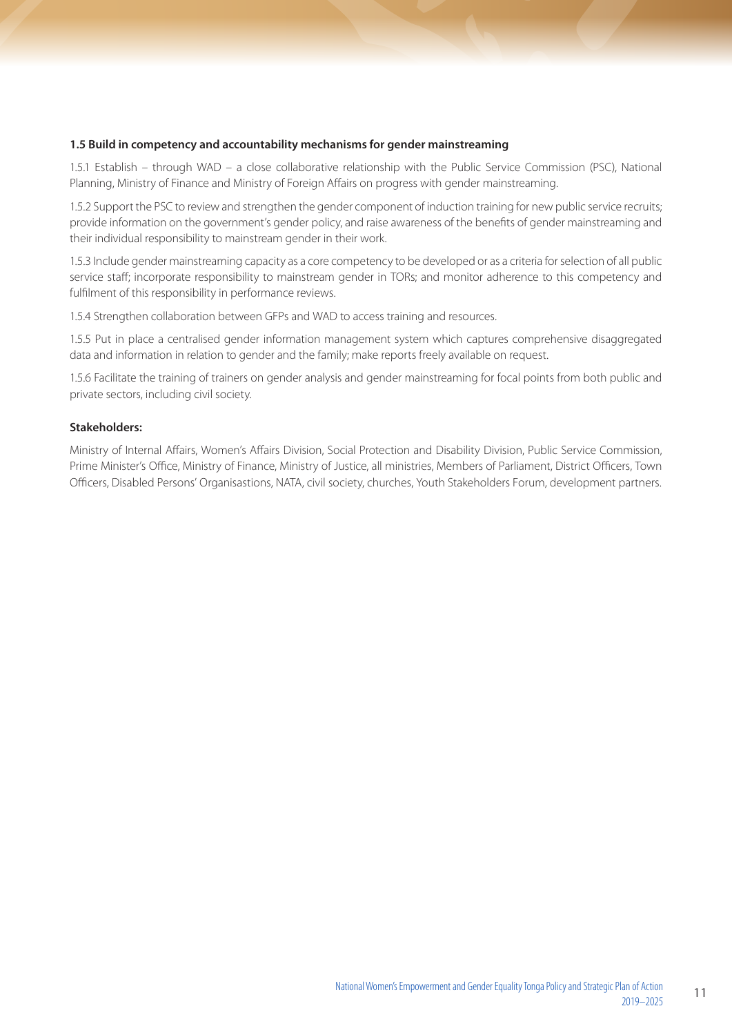### 1.5 Build in competency and accountability mechanisms for gender mainstreaming

1.5.1 Establish – through WAD – a close collaborative relationship with the Public Service Commission (PSC), National Planning, Ministry of Finance and Ministry of Foreign Affairs on progress with gender mainstreaming.

1.5.2 Support the PSC to review and strengthen the gender component of induction training for new public service recruits; provide information on the government's gender policy, and raise awareness of the benefits of gender mainstreaming and their individual responsibility to mainstream gender in their work.

1.5.3 Include gender mainstreaming capacity as a core competency to be developed or as a criteria for selection of all public service staff; incorporate responsibility to mainstream gender in TORs; and monitor adherence to this competency and fulfilment of this responsibility in performance reviews.

1.5.4 Strengthen collaboration between GFPs and WAD to access training and resources.

1.5.5 Put in place a centralised gender information management system which captures comprehensive disaggregated data and information in relation to gender and the family; make reports freely available on request.

1.5.6 Facilitate the training of trainers on gender analysis and gender mainstreaming for focal points from both public and private sectors, including civil society.

**Stakeholders:**

Ministry of Internal Affairs, Women's Affairs Division, Social Protection and Disability Division, Public Service Commission, Prime Minister's Office, Ministry of Finance, Ministry of Justice, all ministries, Members of Parliament, District Officers, Town Officers, Disabled Persons' Organisastions, NATA, civil society, churches, Youth Stakeholders Forum, development partners.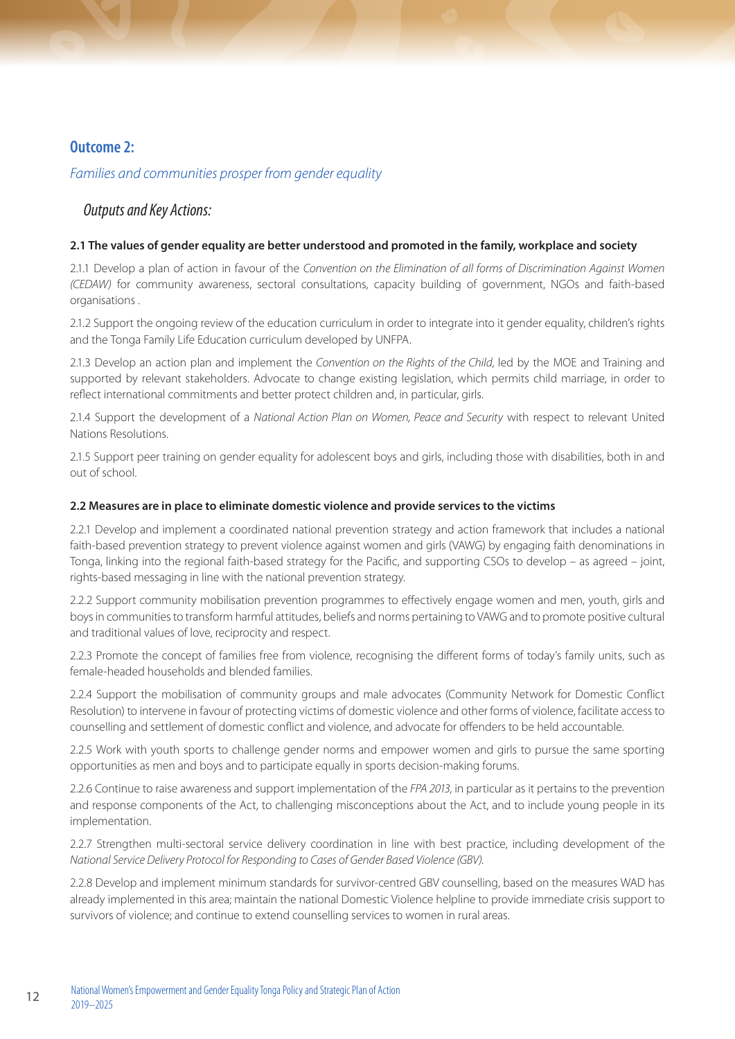## Outcome 2:

*Families and communities prosper from gender equality*

### *Outputs and Key Actions:*

**2.1 The values of gender equality are better understood and promoted in the family, workplace and society**

2.1.1 Develop a plan of action in favour of the *Convention on the Elimination of all forms of Discrimination Against Women (CEDAW)* for community awareness, sectoral consultations, capacity building of government, NGOs and faith-based organisations .

2.1.2 Support the ongoing review of the education curriculum in order to integrate into it gender equality, children's rights and the Tonga Family Life Education curriculum developed by UNFPA.

2.1.3 Develop an action plan and implement the *Convention on the Rights of the Child*, led by the MOE and Training and supported by relevant stakeholders. Advocate to change existing legislation, which permits child marriage, in order to reflect international commitments and better protect children and, in particular, girls.

2.1.4 Support the development of a *National Action Plan on Women, Peace and Security* with respect to relevant United Nations Resolutions.

2.1.5 Support peer training on gender equality for adolescent boys and girls, including those with disabilities, both in and out of school.

**2.2 Measures are in place to eliminate domestic violence and provide services to the victims**

2.2.1 Develop and implement a coordinated national prevention strategy and action framework that includes a national faith-based prevention strategy to prevent violence against women and girls (VAWG) by engaging faith denominations in Tonga, linking into the regional faith-based strategy for the Pacific, and supporting CSOs to develop – as agreed – joint, rights-based messaging in line with the national prevention strategy.

2.2.2 Support community mobilisation prevention programmes to effectively engage women and men, youth, girls and boys in communities to transform harmful attitudes, beliefs and norms pertaining to VAWG and to promote positive cultural and traditional values of love, reciprocity and respect.

2.2.3 Promote the concept of families free from violence, recognising the different forms of today's family units, such as female-headed households and blended families.

2.2.4 Support the mobilisation of community groups and male advocates (Community Network for Domestic Conflict Resolution) to intervene in favour of protecting victims of domestic violence and other forms of violence, facilitate access to counselling and settlement of domestic conflict and violence, and advocate for offenders to be held accountable.

2.2.5 Work with youth sports to challenge gender norms and empower women and girls to pursue the same sporting opportunities as men and boys and to participate equally in sports decision-making forums.

2.2.6 Continue to raise awareness and support implementation of the *FPA 2013*, in particular as it pertains to the prevention and response components of the Act, to challenging misconceptions about the Act, and to include young people in its implementation.

2.2.7 Strengthen multi-sectoral service delivery coordination in line with best practice, including development of the *National Service Delivery Protocol for Responding to Cases of Gender Based Violence (GBV).*

2.2.8 Develop and implement minimum standards for survivor-centred GBV counselling, based on the measures WAD has already implemented in this area; maintain the national Domestic Violence helpline to provide immediate crisis support to survivors of violence; and continue to extend counselling services to women in rural areas.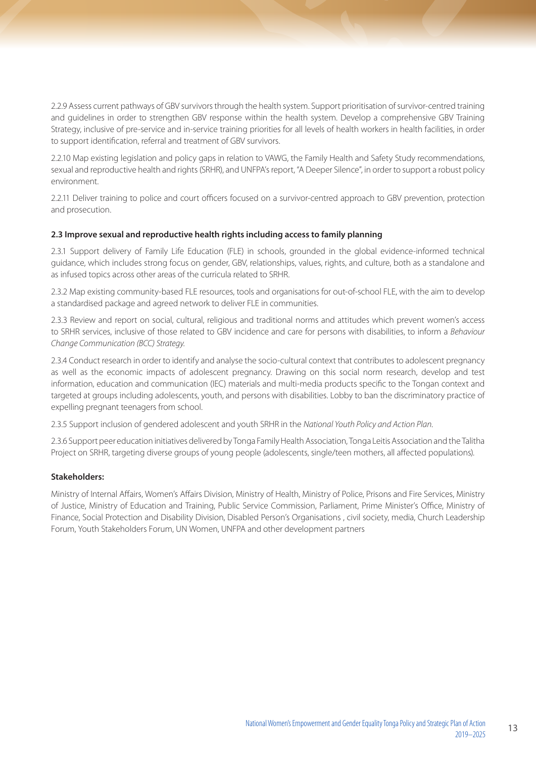2.2.9 Assess current pathways of GBV survivors through the health system. Support prioritisation of survivor-centred training and guidelines in order to strengthen GBV response within the health system. Develop a comprehensive GBV Training Strategy, inclusive of pre-service and in-service training priorities for all levels of health workers in health facilities, in order to support identification, referral and treatment of GBV survivors.

2.2.10 Map existing legislation and policy gaps in relation to VAWG, the Family Health and Safety Study recommendations, sexual and reproductive health and rights (SRHR), and UNFPA's report, "A Deeper Silence", in order to support a robust policy environment.

2.2.11 Deliver training to police and court officers focused on a survivor-centred approach to GBV prevention, protection and prosecution.

**2.3 Improve sexual and reproductive health rights including access to family planning**

2.3.1 Support delivery of Family Life Education (FLE) in schools, grounded in the global evidence-informed technical guidance, which includes strong focus on gender, GBV, relationships, values, rights, and culture, both as a standalone and as infused topics across other areas of the curricula related to SRHR.

2.3.2 Map existing community-based FLE resources, tools and organisations for out-of-school FLE, with the aim to develop a standardised package and agreed network to deliver FLE in communities.

2.3.3 Review and report on social, cultural, religious and traditional norms and attitudes which prevent women's access to SRHR services, inclusive of those related to GBV incidence and care for persons with disabilities, to inform a *Behaviour Change Communication (BCC) Strategy.*

2.3.4 Conduct research in order to identify and analyse the socio-cultural context that contributes to adolescent pregnancy as well as the economic impacts of adolescent pregnancy. Drawing on this social norm research, develop and test information, education and communication (IEC) materials and multi-media products specific to the Tongan context and targeted at groups including adolescents, youth, and persons with disabilities. Lobby to ban the discriminatory practice of expelling pregnant teenagers from school.

2.3.5 Support inclusion of gendered adolescent and youth SRHR in the *National Youth Policy and Action Plan.*

2.3.6 Support peer education initiatives delivered by Tonga Family Health Association, Tonga Leitis Association and the Talitha Project on SRHR, targeting diverse groups of young people (adolescents, single/teen mothers, all affected populations).

**Stakeholders:**

Ministry of Internal Affairs, Women's Affairs Division, Ministry of Health, Ministry of Police, Prisons and Fire Services, Ministry of Justice, Ministry of Education and Training, Public Service Commission, Parliament, Prime Minister's Office, Ministry of Finance, Social Protection and Disability Division, Disabled Person's Organisations , civil society, media, Church Leadership Forum, Youth Stakeholders Forum, UN Women, UNFPA and other development partners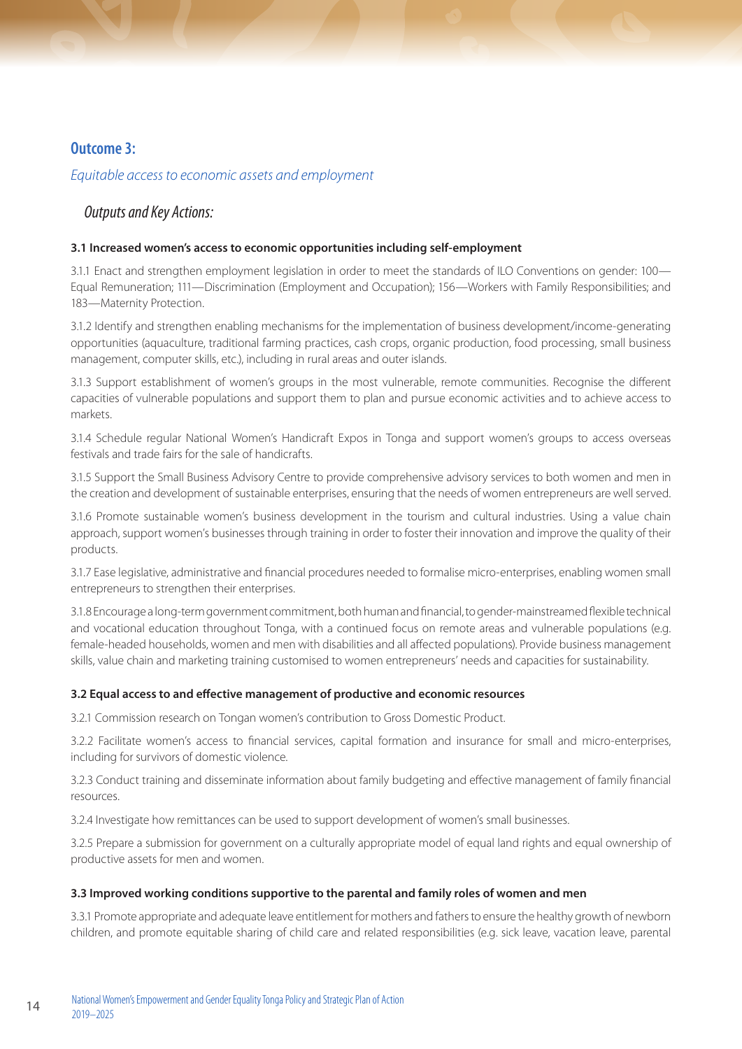## Outcome 3:

*Equitable access to economic assets and employment*

### *Outputs and Key Actions:*

**3.1 Increased women's access to economic opportunities including self-employment**

3.1.1 Enact and strengthen employment legislation in order to meet the standards of ILO Conventions on gender: 100—Equal Remuneration; 111—Discrimination (Employment and Occupation); 156—Workers with Family Responsibilities; and 183—Maternity Protection.

3.1.2 Identify and strengthen enabling mechanisms for the implementation of business development/income-generating opportunities (aquaculture, traditional farming practices, cash crops, organic production, food processing, small business management, computer skills, etc.), including in rural areas and outer islands.

3.1.3 Support establishment of women's groups in the most vulnerable, remote communities. Recognise the different capacities of vulnerable populations and support them to plan and pursue economic activities and to achieve access to markets.

3.1.4 Schedule regular National Women's Handicraft Expos in Tonga and support women's groups to access overseas festivals and trade fairs for the sale of handicrafts.

3.1.5 Support the Small Business Advisory Centre to provide comprehensive advisory services to both women and men in the creation and development of sustainable enterprises, ensuring that the needs of women entrepreneurs are well served.

3.1.6 Promote sustainable women's business development in the tourism and cultural industries. Using a value chain approach, support women's businesses through training in order to foster their innovation and improve the quality of their products.

3.1.7 Ease legislative, administrative and financial procedures needed to formalise micro-enterprises, enabling women small entrepreneurs to strengthen their enterprises.

3.1.8 Encourage a long-term government commitment, both human and financial, to gender-mainstreamed flexible technical and vocational education throughout Tonga, with a continued focus on remote areas and vulnerable populations (e.g. female-headed households, women and men with disabilities and all affected populations). Provide business management skills, value chain and marketing training customised to women entrepreneurs' needs and capacities for sustainability.

**3.2 Equal access to and effective management of productive and economic resources**

3.2.1 Commission research on Tongan women's contribution to Gross Domestic Product.

3.2.2 Facilitate women's access to financial services, capital formation and insurance for small and micro-enterprises, including for survivors of domestic violence.

3.2.3 Conduct training and disseminate information about family budgeting and effective management of family financial resources.

3.2.4 Investigate how remittances can be used to support development of women's small businesses.

3.2.5 Prepare a submission for government on a culturally appropriate model of equal land rights and equal ownership of productive assets for men and women.

**3.3 Improved working conditions supportive to the parental and family roles of women and men**

3.3.1 Promote appropriate and adequate leave entitlement for mothers and fathers to ensure the healthy growth of newborn children, and promote equitable sharing of child care and related responsibilities (e.g. sick leave, vacation leave, parental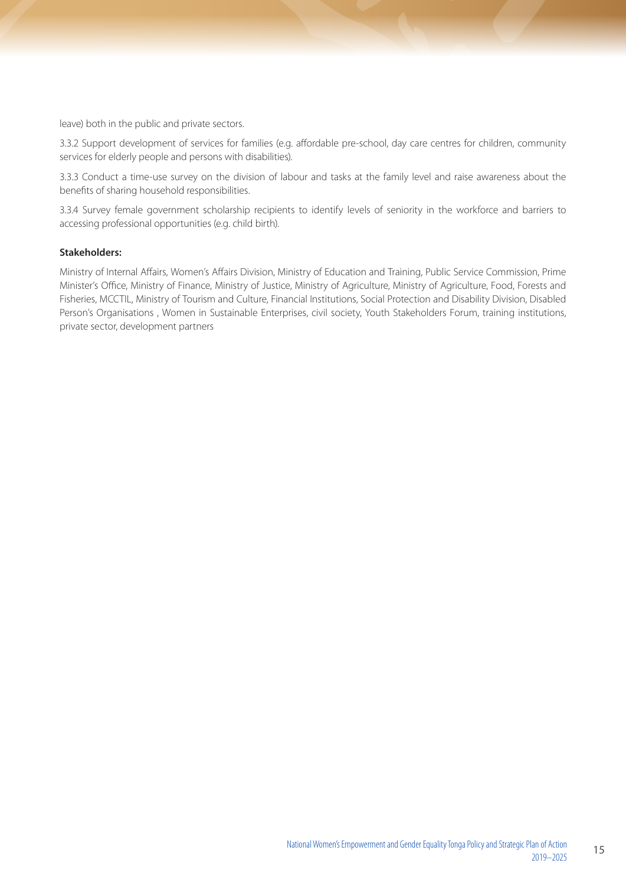leave) both in the public and private sectors.

3.3.2 Support development of services for families (e.g. affordable pre-school, day care centres for children, community services for elderly people and persons with disabilities).

3.3.3 Conduct a time-use survey on the division of labour and tasks at the family level and raise awareness about the benefits of sharing household responsibilities.

3.3.4 Survey female government scholarship recipients to identify levels of seniority in the workforce and barriers to accessing professional opportunities (e.g. child birth).

**Stakeholders:**

Ministry of Internal Affairs, Women's Affairs Division, Ministry of Education and Training, Public Service Commission, Prime Minister's Office, Ministry of Finance, Ministry of Justice, Ministry of Agriculture, Ministry of Agriculture, Food, Forests and Fisheries, MCCTIL, Ministry of Tourism and Culture, Financial Institutions, Social Protection and Disability Division, Disabled Person's Organisations , Women in Sustainable Enterprises, civil society, Youth Stakeholders Forum, training institutions, private sector, development partners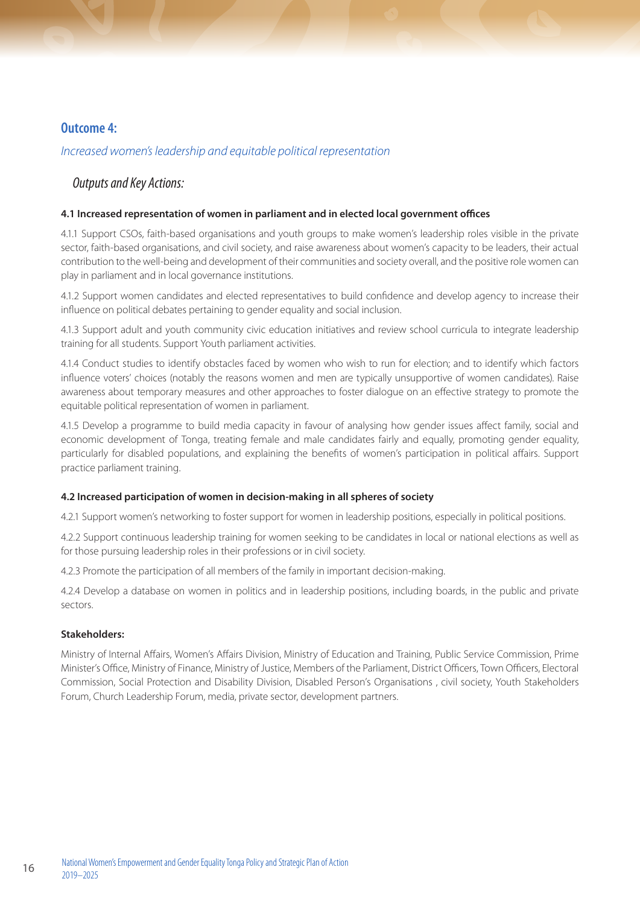## Outcome 4:

*Increased women's leadership and equitable political representation*

### *Outputs and Key Actions:*

**4.1 Increased representation of women in parliament and in elected local government offices**

4.1.1 Support CSOs, faith-based organisations and youth groups to make women's leadership roles visible in the private sector, faith-based organisations, and civil society, and raise awareness about women's capacity to be leaders, their actual contribution to the well-being and development of their communities and society overall, and the positive role women can play in parliament and in local governance institutions.

4.1.2 Support women candidates and elected representatives to build confidence and develop agency to increase their influence on political debates pertaining to gender equality and social inclusion.

4.1.3 Support adult and youth community civic education initiatives and review school curricula to integrate leadership training for all students. Support Youth parliament activities.

4.1.4 Conduct studies to identify obstacles faced by women who wish to run for election; and to identify which factors influence voters' choices (notably the reasons women and men are typically unsupportive of women candidates). Raise awareness about temporary measures and other approaches to foster dialogue on an effective strategy to promote the equitable political representation of women in parliament.

4.1.5 Develop a programme to build media capacity in favour of analysing how gender issues affect family, social and economic development of Tonga, treating female and male candidates fairly and equally, promoting gender equality, particularly for disabled populations, and explaining the benefits of women's participation in political affairs. Support practice parliament training.

**4.2 Increased participation of women in decision-making in all spheres of society**

4.2.1 Support women's networking to foster support for women in leadership positions, especially in political positions.

4.2.2 Support continuous leadership training for women seeking to be candidates in local or national elections as well as for those pursuing leadership roles in their professions or in civil society.

4.2.3 Promote the participation of all members of the family in important decision-making.

4.2.4 Develop a database on women in politics and in leadership positions, including boards, in the public and private sectors.

**Stakeholders:**

Ministry of Internal Affairs, Women's Affairs Division, Ministry of Education and Training, Public Service Commission, Prime Minister's Office, Ministry of Finance, Ministry of Justice, Members of the Parliament, District Officers, Town Officers, Electoral Commission, Social Protection and Disability Division, Disabled Person's Organisations , civil society, Youth Stakeholders Forum, Church Leadership Forum, media, private sector, development partners.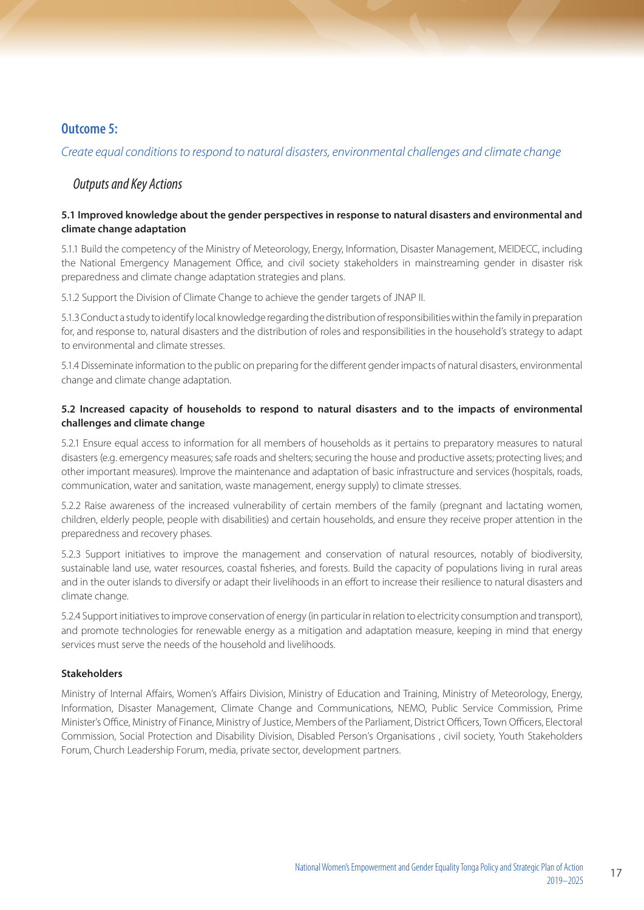## Outcome 5:

*Create equal conditions to respond to natural disasters, environmental challenges and climate change*

### *Outputs and Key Actions*

**5.1 Improved knowledge about the gender perspectives in response to natural disasters and environmental and climate change adaptation**

5.1.1 Build the competency of the Ministry of Meteorology, Energy, Information, Disaster Management, MEIDECC, including the National Emergency Management Office, and civil society stakeholders in mainstreaming gender in disaster risk preparedness and climate change adaptation strategies and plans.

5.1.2 Support the Division of Climate Change to achieve the gender targets of JNAP II.

5.1.3 Conduct a study to identify local knowledge regarding the distribution of responsibilities within the family in preparation for, and response to, natural disasters and the distribution of roles and responsibilities in the household's strategy to adapt to environmental and climate stresses.

5.1.4 Disseminate information to the public on preparing for the different gender impacts of natural disasters, environmental change and climate change adaptation.

**5.2 Increased capacity of households to respond to natural disasters and to the impacts of environmental challenges and climate change**

5.2.1 Ensure equal access to information for all members of households as it pertains to preparatory measures to natural disasters (e.g. emergency measures; safe roads and shelters; securing the house and productive assets; protecting lives; and other important measures). Improve the maintenance and adaptation of basic infrastructure and services (hospitals, roads, communication, water and sanitation, waste management, energy supply) to climate stresses.

5.2.2 Raise awareness of the increased vulnerability of certain members of the family (pregnant and lactating women, children, elderly people, people with disabilities) and certain households, and ensure they receive proper attention in the preparedness and recovery phases.

5.2.3 Support initiatives to improve the management and conservation of natural resources, notably of biodiversity, sustainable land use, water resources, coastal fisheries, and forests. Build the capacity of populations living in rural areas and in the outer islands to diversify or adapt their livelihoods in an effort to increase their resilience to natural disasters and climate change.

5.2.4 Support initiatives to improve conservation of energy (in particular in relation to electricity consumption and transport), and promote technologies for renewable energy as a mitigation and adaptation measure, keeping in mind that energy services must serve the needs of the household and livelihoods.

**Stakeholders**

Ministry of Internal Affairs, Women's Affairs Division, Ministry of Education and Training, Ministry of Meteorology, Energy, Information, Disaster Management, Climate Change and Communications, NEMO, Public Service Commission, Prime Minister's Office, Ministry of Finance, Ministry of Justice, Members of the Parliament, District Officers, Town Officers, Electoral Commission, Social Protection and Disability Division, Disabled Person's Organisations , civil society, Youth Stakeholders Forum, Church Leadership Forum, media, private sector, development partners.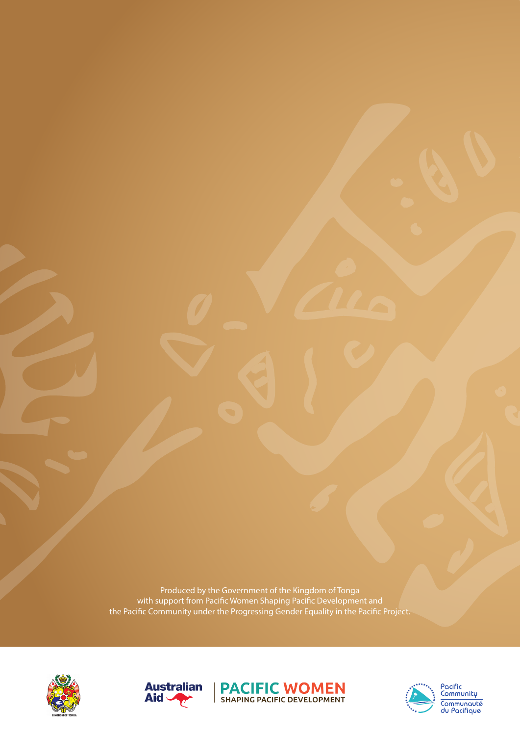Produced by the Government of the Kingdom of Tonga
with support from Pacific Women Shaping Pacific Development and
the Pacific Community under the Progressing Gender Equality in the Pacific Project.